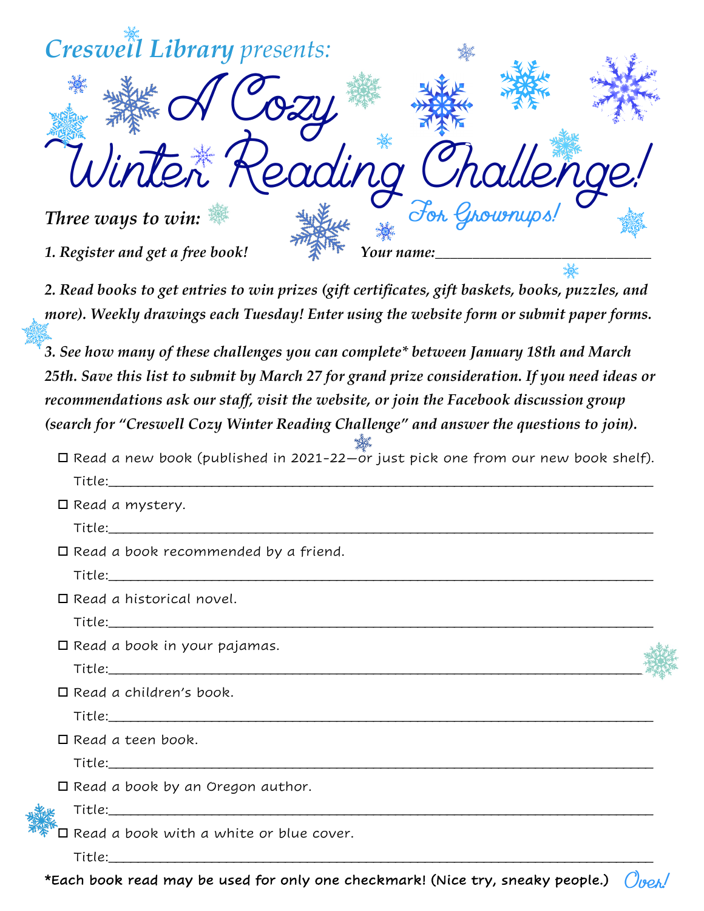*Creswell Library presents:*

# A Cozy Winter Reading Challenge!

*For Grownups!*

***Three ways to win:***

***1. Register and get a free book!*** ***Your name:___________________________***

***2. Read books to get entries to win prizes (gift certificates, gift baskets, books, puzzles, and more). Weekly drawings each Tuesday! Enter using the website form or submit paper forms.***

***3. See how many of these challenges you can complete* between January 18th and March 25th. Save this list to submit by March 27 for grand prize consideration. If you need ideas or recommendations ask our staff, visit the website, or join the Facebook discussion group (search for "Creswell Cozy Winter Reading Challenge" and answer the questions to join).***

- ☐ Read a new book (published in 2021-22—or just pick one from our new book shelf).
  Title:_______________________________________________
- ☐ Read a mystery.
  Title:_______________________________________________
- ☐ Read a book recommended by a friend.
  Title:_______________________________________________
- ☐ Read a historical novel.
  Title:_______________________________________________
- ☐ Read a book in your pajamas.
  Title:_______________________________________________
- ☐ Read a children's book.
  Title:_______________________________________________
- ☐ Read a teen book.
  Title:_______________________________________________
- ☐ Read a book by an Oregon author.
  Title:_______________________________________________
- ☐ Read a book with a white or blue cover.
  Title:_______________________________________________

**\*Each book read may be used for only one checkmark! (Nice try, sneaky people.)**

*Over!*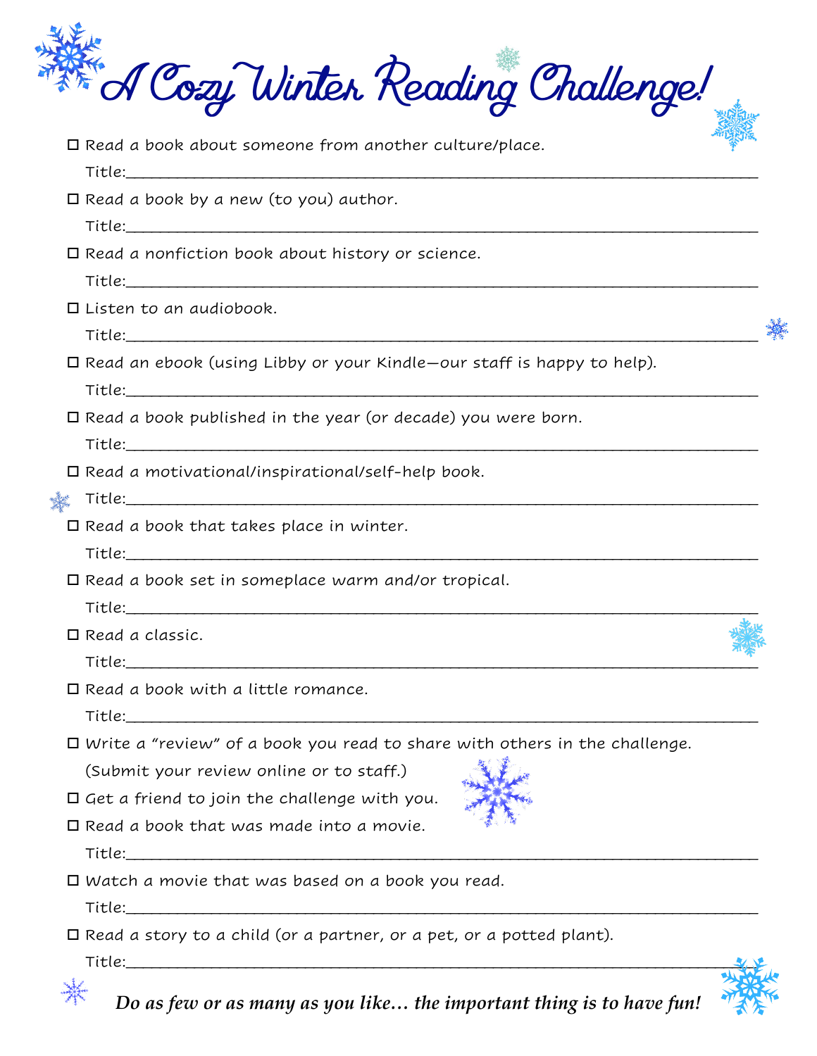# A Cozy Winter Reading Challenge!

- ☐ Read a book about someone from another culture/place.
  Title:\_\_\_\_\_\_\_\_\_\_\_\_\_\_\_\_\_\_\_\_\_\_\_\_\_\_\_\_\_\_\_\_\_\_\_\_\_\_\_\_
- ☐ Read a book by a new (to you) author.
  Title:\_\_\_\_\_\_\_\_\_\_\_\_\_\_\_\_\_\_\_\_\_\_\_\_\_\_\_\_\_\_\_\_\_\_\_\_\_\_\_\_
- ☐ Read a nonfiction book about history or science.
  Title:\_\_\_\_\_\_\_\_\_\_\_\_\_\_\_\_\_\_\_\_\_\_\_\_\_\_\_\_\_\_\_\_\_\_\_\_\_\_\_\_
- ☐ Listen to an audiobook.
  Title:\_\_\_\_\_\_\_\_\_\_\_\_\_\_\_\_\_\_\_\_\_\_\_\_\_\_\_\_\_\_\_\_\_\_\_\_\_\_\_\_
- ☐ Read an ebook (using Libby or your Kindle—our staff is happy to help).
  Title:\_\_\_\_\_\_\_\_\_\_\_\_\_\_\_\_\_\_\_\_\_\_\_\_\_\_\_\_\_\_\_\_\_\_\_\_\_\_\_\_
- ☐ Read a book published in the year (or decade) you were born.
  Title:\_\_\_\_\_\_\_\_\_\_\_\_\_\_\_\_\_\_\_\_\_\_\_\_\_\_\_\_\_\_\_\_\_\_\_\_\_\_\_\_
- ☐ Read a motivational/inspirational/self-help book.
  Title:\_\_\_\_\_\_\_\_\_\_\_\_\_\_\_\_\_\_\_\_\_\_\_\_\_\_\_\_\_\_\_\_\_\_\_\_\_\_\_\_
- ☐ Read a book that takes place in winter.
  Title:\_\_\_\_\_\_\_\_\_\_\_\_\_\_\_\_\_\_\_\_\_\_\_\_\_\_\_\_\_\_\_\_\_\_\_\_\_\_\_\_
- ☐ Read a book set in someplace warm and/or tropical.
  Title:\_\_\_\_\_\_\_\_\_\_\_\_\_\_\_\_\_\_\_\_\_\_\_\_\_\_\_\_\_\_\_\_\_\_\_\_\_\_\_\_
- ☐ Read a classic.
  Title:\_\_\_\_\_\_\_\_\_\_\_\_\_\_\_\_\_\_\_\_\_\_\_\_\_\_\_\_\_\_\_\_\_\_\_\_\_\_\_\_
- ☐ Read a book with a little romance.
  Title:\_\_\_\_\_\_\_\_\_\_\_\_\_\_\_\_\_\_\_\_\_\_\_\_\_\_\_\_\_\_\_\_\_\_\_\_\_\_\_\_
- ☐ Write a "review" of a book you read to share with others in the challenge.
  (Submit your review online or to staff.)
- ☐ Get a friend to join the challenge with you.
- ☐ Read a book that was made into a movie.
  Title:\_\_\_\_\_\_\_\_\_\_\_\_\_\_\_\_\_\_\_\_\_\_\_\_\_\_\_\_\_\_\_\_\_\_\_\_\_\_\_\_
- ☐ Watch a movie that was based on a book you read.
  Title:\_\_\_\_\_\_\_\_\_\_\_\_\_\_\_\_\_\_\_\_\_\_\_\_\_\_\_\_\_\_\_\_\_\_\_\_\_\_\_\_
- ☐ Read a story to a child (or a partner, or a pet, or a potted plant).
  Title:\_\_\_\_\_\_\_\_\_\_\_\_\_\_\_\_\_\_\_\_\_\_\_\_\_\_\_\_\_\_\_\_\_\_\_\_\_\_\_\_

***Do as few or as many as you like… the important thing is to have fun!***